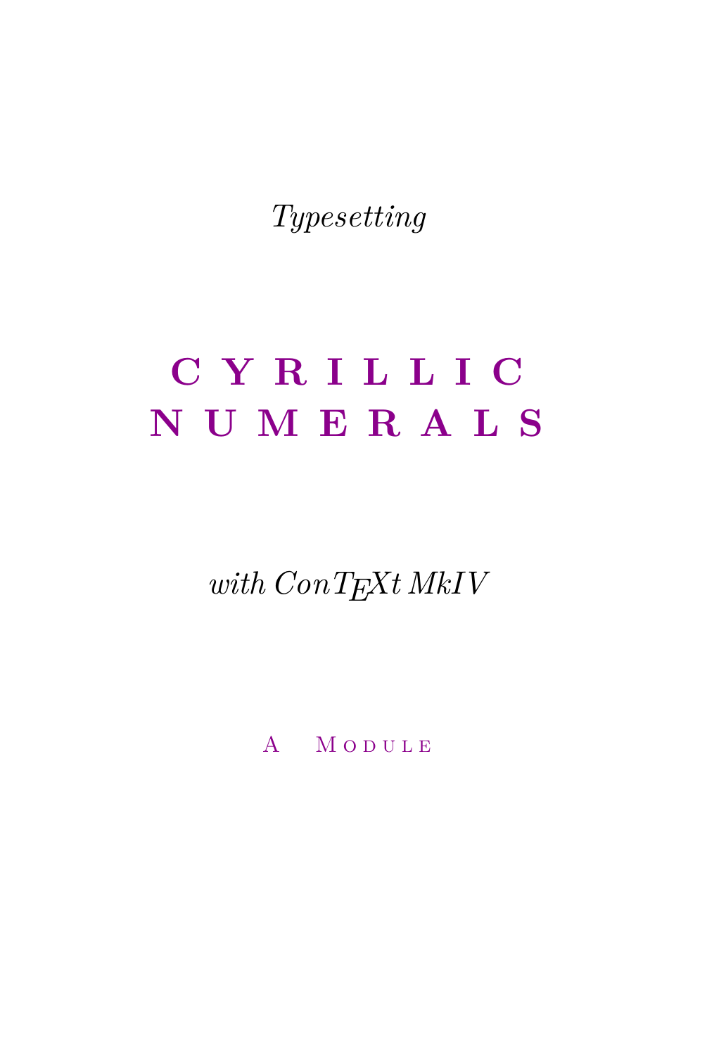*Typesetting*

# CYRILLIC NUMERALS

*with ConTEXt MkIV*

A Module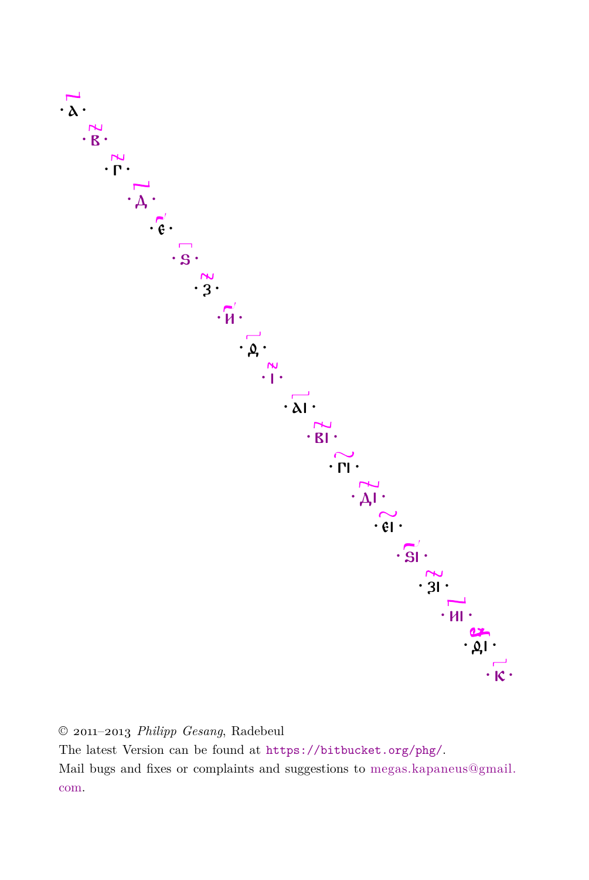·а҃·

·в҃·

·г҃·

·д҃·

·є҃·

·ѕ҃·

·з҃·

·и҃·

·ѳ҃·

·і҃·

·а҃і·

·в҃і·

·г҃і·

·д҃і·

·є҃і·

·ѕ҃і·

·з҃і·

·и҃і·

·ѳ҃і·

·к҃·

© 2011–2013 *Philipp Gesang*, Radebeul

The latest Version can be found at `https://bitbucket.org/phg/`.

Mail bugs and fixes or complaints and suggestions to megas.kapaneus@gmail.com.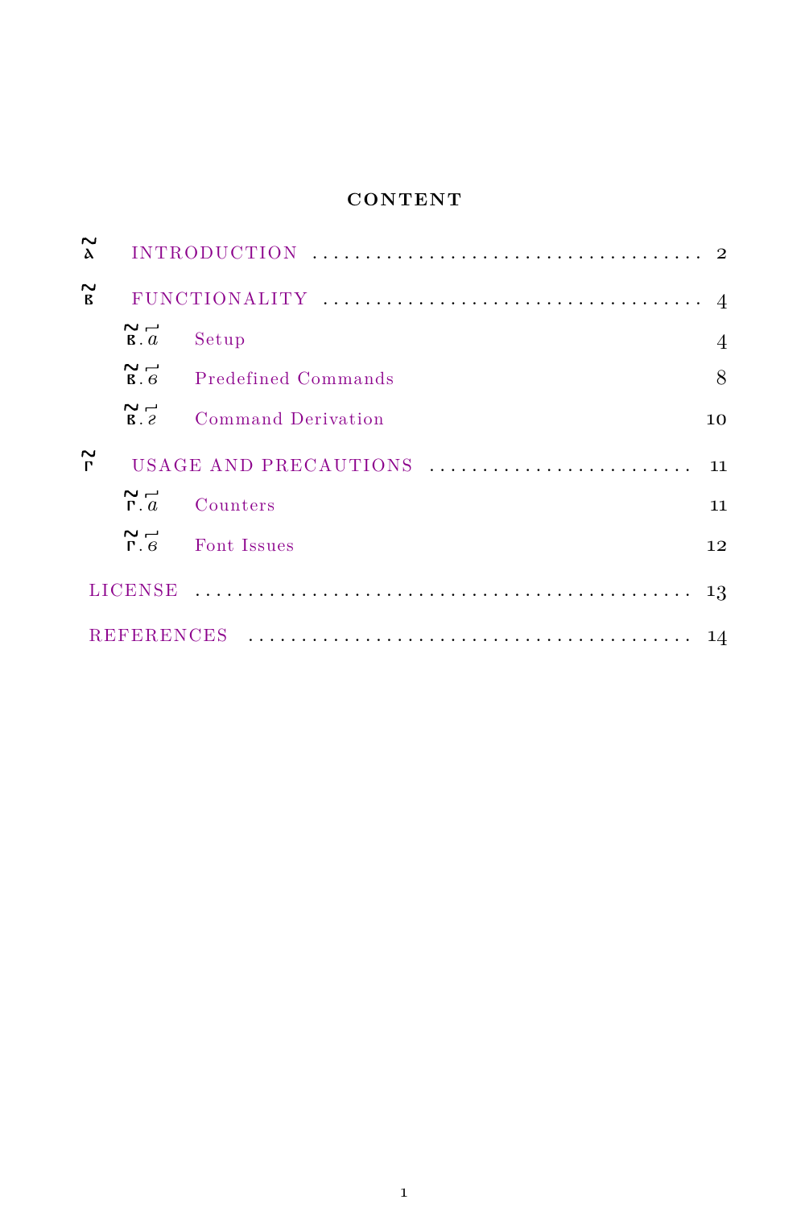# CONTENT

- Ա̃ INTRODUCTION ..... 2
- Բ̃ FUNCTIONALITY ..... 4
  - Բ̃.ա̃ Setup ..... 4
  - Բ̃.բ̃ Predefined Commands ..... 8
  - Բ̃.գ̃ Command Derivation ..... 10
- Գ̃ USAGE AND PRECAUTIONS ..... 11
  - Գ̃.ա̃ Counters ..... 11
  - Գ̃.բ̃ Font Issues ..... 12
- LICENSE ..... 13
- REFERENCES ..... 14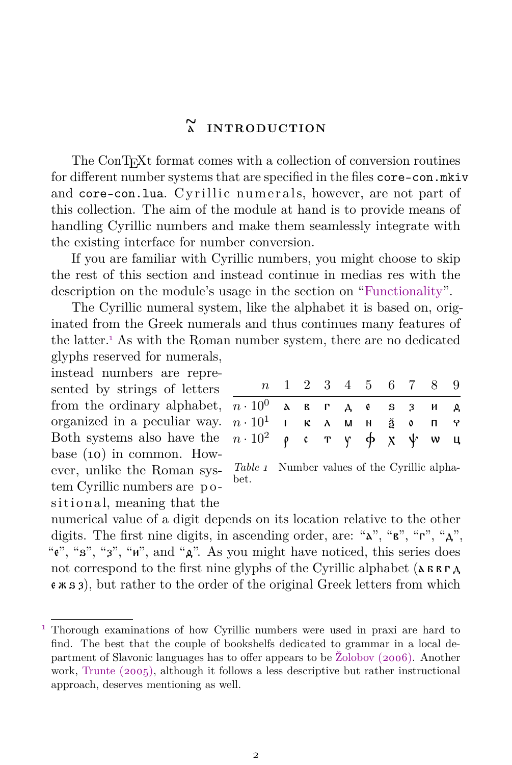# ҃а INTRODUCTION

The ConTEXt format comes with a collection of conversion routines for different number systems that are specified in the files `core-con.mkiv` and `core-con.lua`. Cyrillic numerals, however, are not part of this collection. The aim of the module at hand is to provide means of handling Cyrillic numbers and make them seamlessly integrate with the existing interface for number conversion.

If you are familiar with Cyrillic numbers, you might choose to skip the rest of this section and instead continue in medias res with the description on the module's usage in the section on "Functionality".

The Cyrillic numeral system, like the alphabet it is based on, originated from the Greek numerals and thus continues many features of the latter.[1] As with the Roman number system, there are no dedicated glyphs reserved for numerals, instead numbers are represented by strings of letters from the ordinary alphabet, organized in a peculiar way. Both systems also have the base (10) in common. However, unlike the Roman system Cyrillic numbers are positional, meaning that the numerical value of a digit depends on its location relative to the other digits. The first nine digits, in ascending order, are: "а", "в", "г", "д", "є", "ѕ", "з", "и", and "ѳ". As you might have noticed, this series does not correspond to the first nine glyphs of the Cyrillic alphabet (а б в г д є ж ѕ з), but rather to the order of the original Greek letters from which

| $n$ | 1 | 2 | 3 | 4 | 5 | 6 | 7 | 8 | 9 |
|---|---|---|---|---|---|---|---|---|---|
| $n \cdot 10^0$ | а | в | г | д | є | ѕ | з | и | ѳ |
| $n \cdot 10^1$ | і | к | л | м | н | ѯ | ѻ | п | ч |
| $n \cdot 10^2$ | р | с | т | ѵ | ф | х | ѱ | ѡ | ц |

*Table 1* Number values of the Cyrillic alphabet.

---

[1] Thorough examinations of how Cyrillic numbers were used in praxi are hard to find. The best that the couple of bookshelfs dedicated to grammar in a local department of Slavonic languages has to offer appears to be Žolobov (2006). Another work, Trunte (2005), although it follows a less descriptive but rather instructional approach, deserves mentioning as well.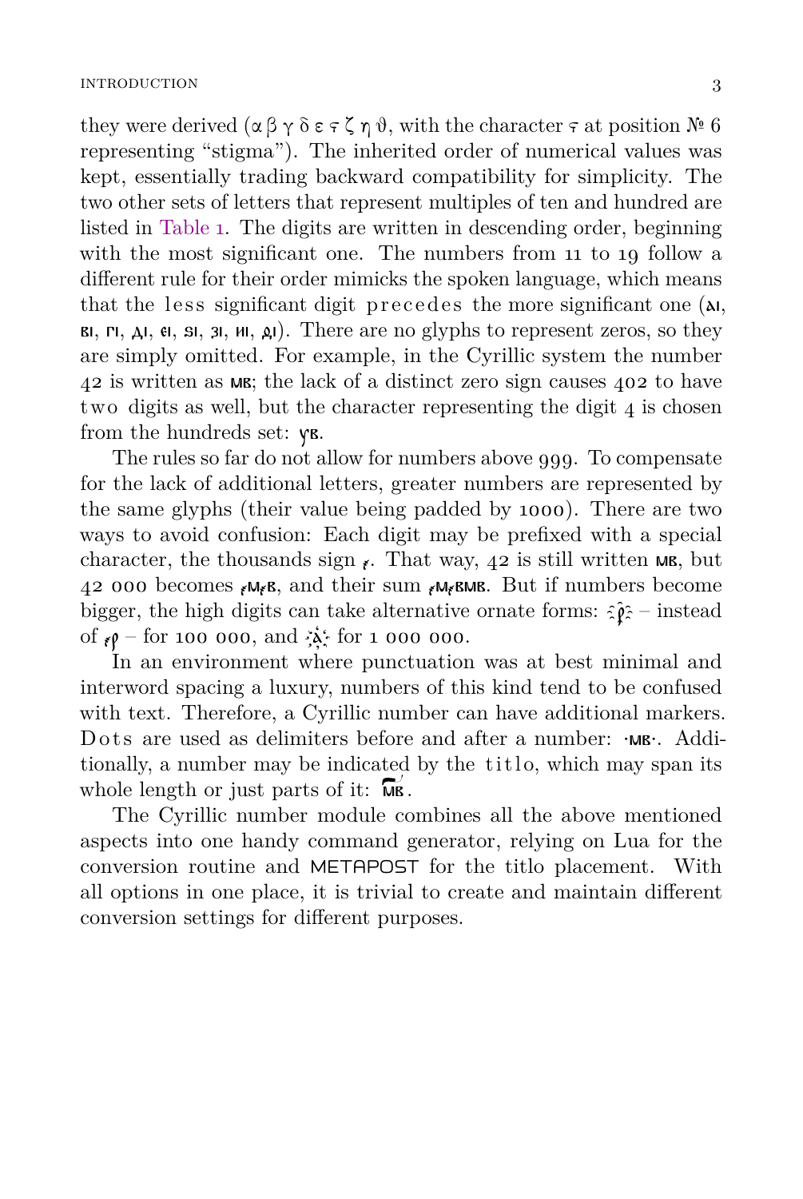they were derived (α β γ δ ε ϛ ζ η ϑ, with the character ϛ at position № 6 representing “stigma”). The inherited order of numerical values was kept, essentially trading backward compatibility for simplicity. The two other sets of letters that represent multiples of ten and hundred are listed in Table 1. The digits are written in descending order, beginning with the most significant one. The numbers from 11 to 19 follow a different rule for their order mimicks the spoken language, which means that the less significant digit precedes the more significant one (аі, ві, гі, ді, єі, ѕі, зі, иі, ѳі). There are no glyphs to represent zeros, so they are simply omitted. For example, in the Cyrillic system the number 42 is written as мв; the lack of a distinct zero sign causes 402 to have two digits as well, but the character representing the digit 4 is chosen from the hundreds set: ѵв.

The rules so far do not allow for numbers above 999. To compensate for the lack of additional letters, greater numbers are represented by the same glyphs (their value being padded by 1000). There are two ways to avoid confusion: Each digit may be prefixed with a special character, the thousands sign ҂. That way, 42 is still written мв, but 42 000 becomes ҂м҂в, and their sum ҂м҂вмв. But if numbers become bigger, the high digits can take alternative ornate forms: ҈р҈ – instead of ҂р – for 100 000, and ҉а҉ for 1 000 000.

In an environment where punctuation was at best minimal and interword spacing a luxury, numbers of this kind tend to be confused with text. Therefore, a Cyrillic number can have additional markers. Dots are used as delimiters before and after a number: ·мв·. Additionally, a number may be indicated by the titlo, which may span its whole length or just parts of it: м҃в.

The Cyrillic number module combines all the above mentioned aspects into one handy command generator, relying on Lua for the conversion routine and METAPOST for the titlo placement. With all options in one place, it is trivial to create and maintain different conversion settings for different purposes.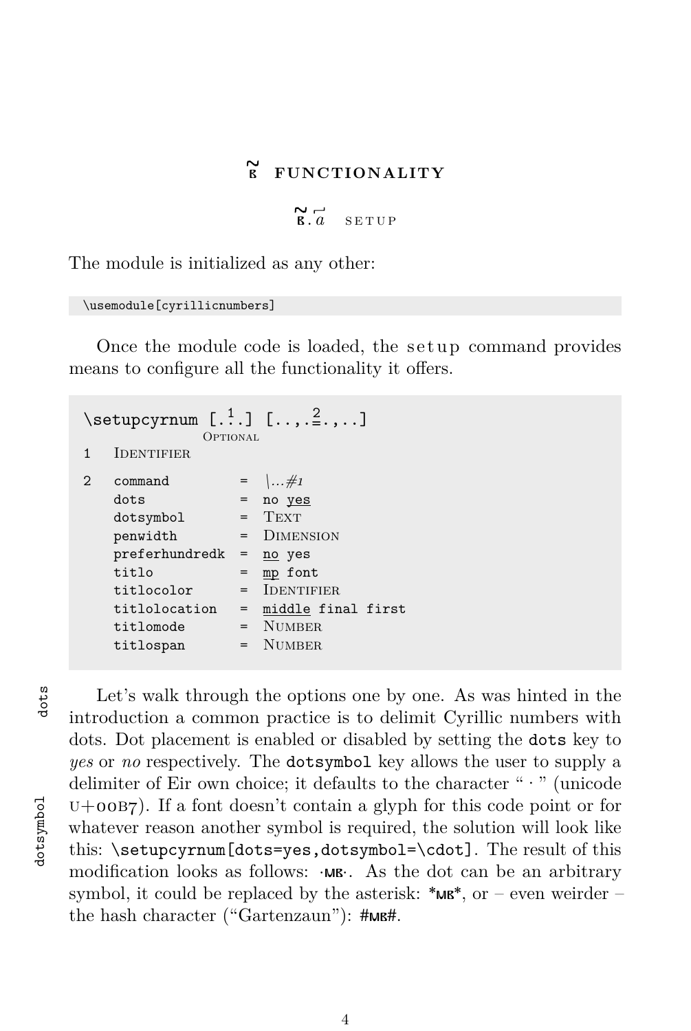# в҃ FUNCTIONALITY

## в҃.а҃ SETUP

The module is initialized as any other:

```
\usemodule[cyrillicnumbers]
```

Once the module code is loaded, the setup command provides means to configure all the functionality it offers.

```
\setupcyrnum [...1...] [..,..=2..,..]
               OPTIONAL
1   IDENTIFIER
2   command         =  \...#1
    dots            =  no yes
    dotsymbol       =  TEXT
    penwidth        =  DIMENSION
    preferhundredk  =  no yes
    titlo           =  mp font
    titlocolor      =  IDENTIFIER
    titlolocation   =  middle final first
    titlomode       =  NUMBER
    titlospan       =  NUMBER
```

dots

Let's walk through the options one by one. As was hinted in the introduction a common practice is to delimit Cyrillic numbers with dots. Dot placement is enabled or disabled by setting the `dots` key to *yes* or *no* respectively. The `dotsymbol` key allows the user to supply a delimiter of Eir own choice; it defaults to the character " · " (unicode U+00B7). If a font doesn't contain a glyph for this code point or for whatever reason another symbol is required, the solution will look like this: `\setupcyrnum[dots=yes,dotsymbol=\cdot]`. The result of this modification looks as follows: ·мв·. As the dot can be an arbitrary symbol, it could be replaced by the asterisk: *мв*, or – even weirder – the hash character ("Gartenzaun"): #мв#.

dotsymbol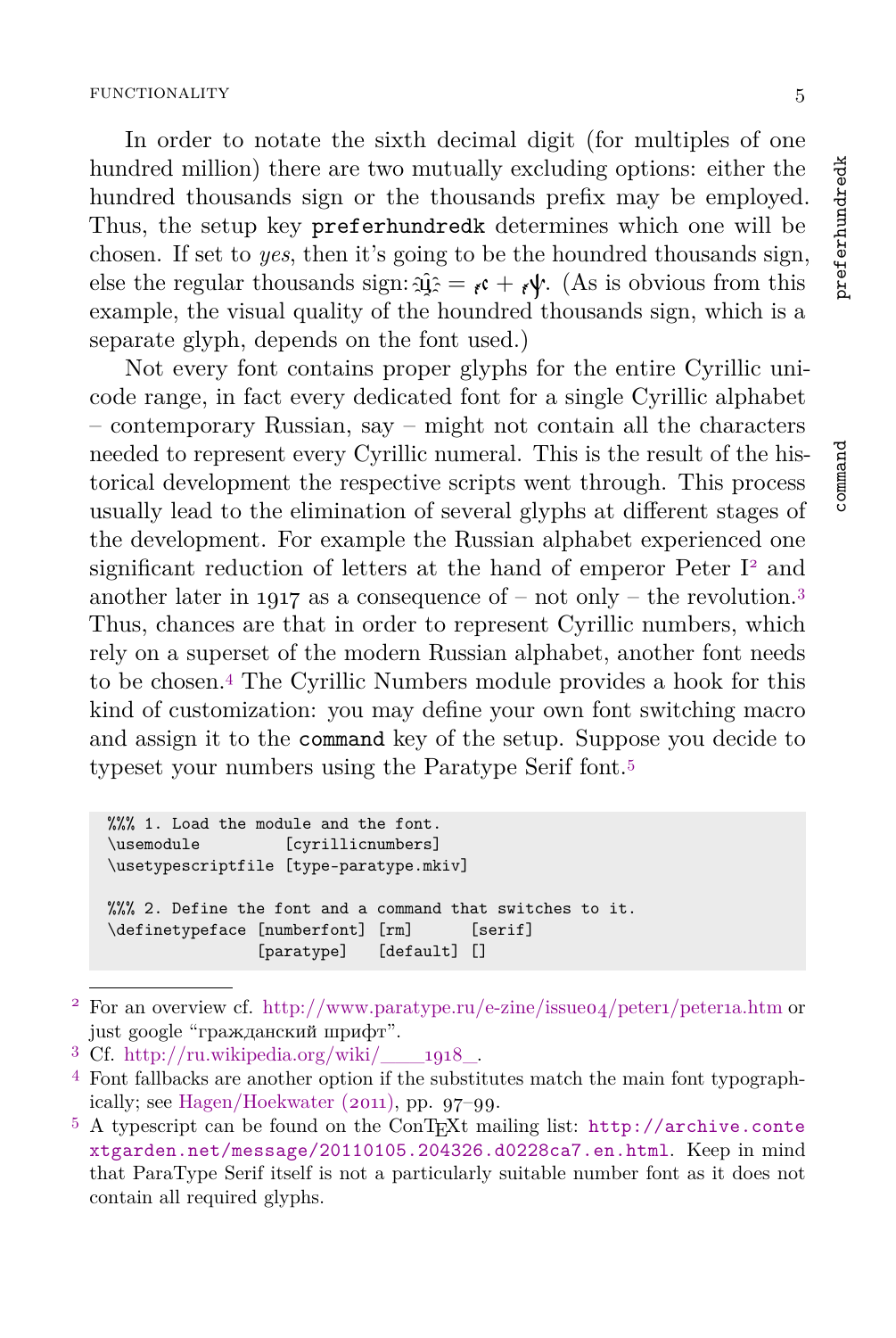In order to notate the sixth decimal digit (for multiples of one hundred million) there are two mutually excluding options: either the hundred thousands sign or the thousands prefix may be employed. Thus, the setup key `preferhundredk` determines which one will be chosen. If set to *yes*, then it's going to be the houndred thousands sign, else the regular thousands sign: ҈ѱ҈ = ҂ѫ + ҂ѱ. (As is obvious from this example, the visual quality of the houndred thousands sign, which is a separate glyph, depends on the font used.)

preferhundredk

Not every font contains proper glyphs for the entire Cyrillic unicode range, in fact every dedicated font for a single Cyrillic alphabet – contemporary Russian, say – might not contain all the characters needed to represent every Cyrillic numeral. This is the result of the historical development the respective scripts went through. This process usually lead to the elimination of several glyphs at different stages of the development. For example the Russian alphabet experienced one significant reduction of letters at the hand of emperor Peter I[2] and another later in 1917 as a consequence of – not only – the revolution.[3] Thus, chances are that in order to represent Cyrillic numbers, which rely on a superset of the modern Russian alphabet, another font needs to be chosen.[4] The Cyrillic Numbers module provides a hook for this kind of customization: you may define your own font switching macro and assign it to the `command` key of the setup. Suppose you decide to typeset your numbers using the Paratype Serif font.[5]

command

```
%%% 1. Load the module and the font.
\usemodule         [cyrillicnumbers]
\usetypescriptfile [type-paratype.mkiv]

%%% 2. Define the font and a command that switches to it.
\definetypeface [numberfont] [rm]      [serif]
                [paratype]   [default] []
```

---

[2] For an overview cf. http://www.paratype.ru/e-zine/issue04/peter1/peter1a.htm or just google "гражданский шрифт".

[3] Cf. http://ru.wikipedia.org/wiki/____1918_.

[4] Font fallbacks are another option if the substitutes match the main font typographically; see Hagen/Hoekwater (2011), pp. 97–99.

[5] A typescript can be found on the ConTEXt mailing list: `http://archive.contextgarden.net/message/20110105.204326.d0228ca7.en.html`. Keep in mind that ParaType Serif itself is not a particularly suitable number font as it does not contain all required glyphs.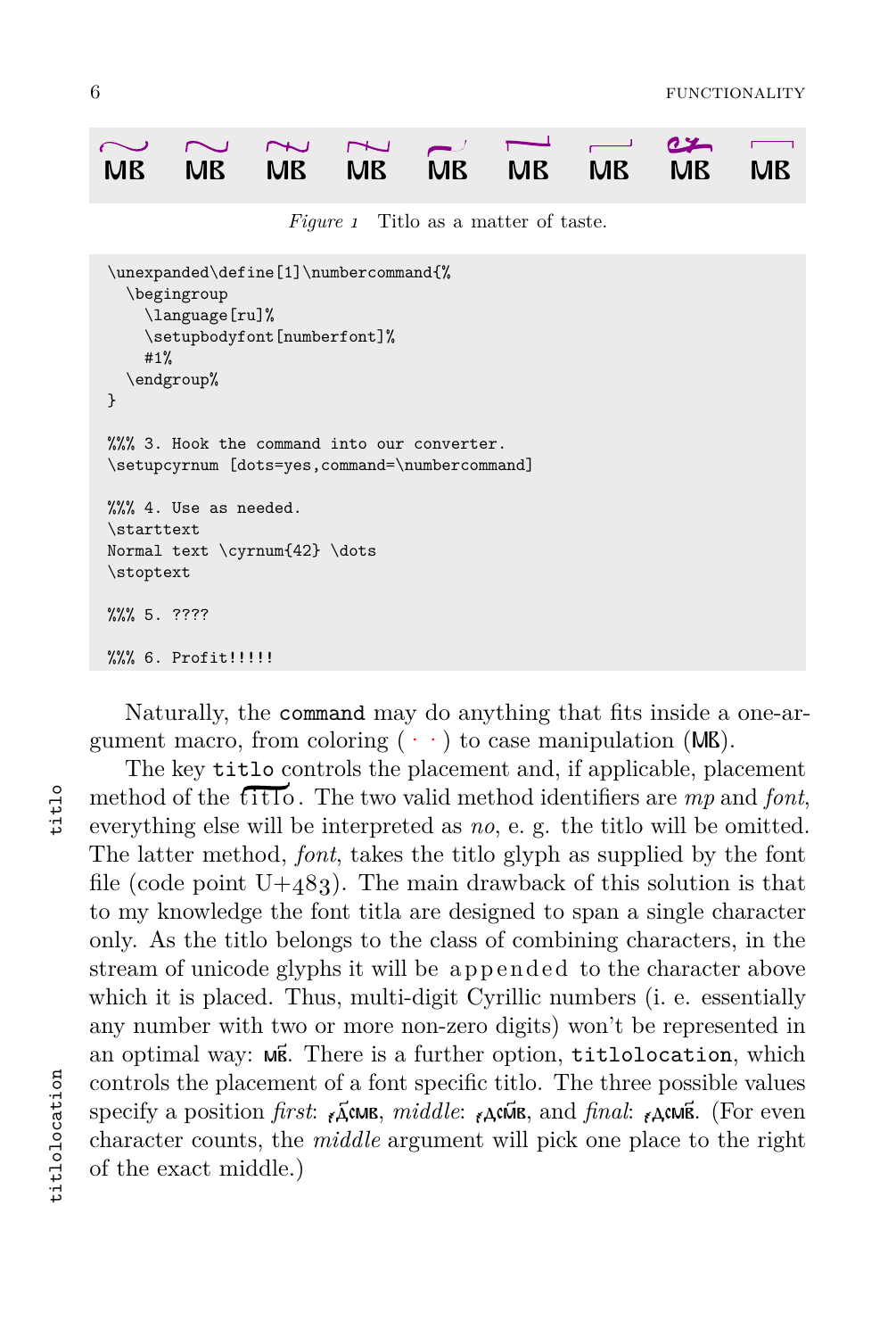МВ МВ МВ МВ МВ МВ МВ МВ МВ

*Figure 1* Titlo as a matter of taste.

```
\unexpanded\define[1]\numbercommand{%
  \begingroup
    \language[ru]%
    \setupbodyfont[numberfont]%
    #1%
  \endgroup%
}

%%% 3. Hook the command into our converter.
\setupcyrnum [dots=yes,command=\numbercommand]

%%% 4. Use as needed.
\starttext
Normal text \cyrnum{42} \dots
\stoptext

%%% 5. ????

%%% 6. Profit!!!!!
```

Naturally, the `command` may do anything that fits inside a one-argument macro, from coloring ( · · ) to case manipulation (МВ).

titlo

The key `titlo` controls the placement and, if applicable, placement method of the titlo. The two valid method identifiers are *mp* and *font*, everything else will be interpreted as *no*, e. g. the titlo will be omitted. The latter method, *font*, takes the titlo glyph as supplied by the font file (code point U+483). The main drawback of this solution is that to my knowledge the font titla are designed to span a single character only. As the titlo belongs to the class of combining characters, in the stream of unicode glyphs it will be a p p e n d e d to the character above which it is placed. Thus, multi-digit Cyrillic numbers (i. e. essentially any number with two or more non-zero digits) won't be represented in an optimal way: мв҃.

titlolocation

There is a further option, `titlolocation`, which controls the placement of a font specific titlo. The three possible values specify a position *first*: ҂д҃смв, *middle*: ҂дсм҃в, and *final*: ҂дсмв҃. (For even character counts, the *middle* argument will pick one place to the right of the exact middle.)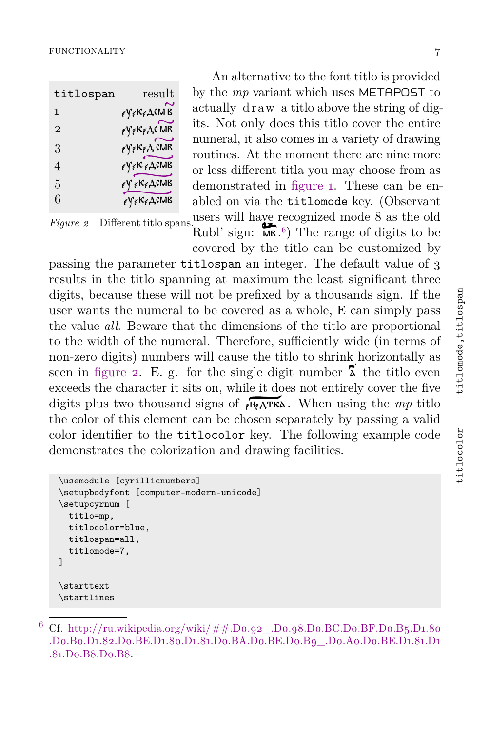| titlospan | result |
|---|---|
| 1 | ҂ѵ҂к҂дсмв |
| 2 | ҂ѵ҂к҂дсмв |
| 3 | ҂ѵ҂к҂дсмв |
| 4 | ҂ѵ҂к҂дсмв |
| 5 | ҂ѵ҂к҂дсмв |
| 6 | ҂ѵ҂к҂дсмв |

*Figure 2* Different titlo spans.

An alternative to the font titlo is provided by the *mp* variant which uses METAPOST to actually d r a w a titlo above the string of digits. Not only does this titlo cover the entire numeral, it also comes in a variety of drawing routines. At the moment there are nine more or less different titla you may choose from as demonstrated in figure 1. These can be enabled on via the `titlomode` key. (Observant users will have recognized mode 8 as the old Rubl' sign: мв.[6]) The range of digits to be covered by the titlo can be customized by passing the parameter `titlospan` an integer. The default value of 3 results in the titlo spanning at maximum the least significant three digits, because these will not be prefixed by a thousands sign. If the user wants the numeral to be covered as a whole, E can simply pass the value *all*. Beware that the dimensions of the titlo are proportional to the width of the numeral. Therefore, sufficiently wide (in terms of non-zero digits) numbers will cause the titlo to shrink horizontally as seen in figure 2. E. g. for the single digit number ѧ҃ the titlo even exceeds the character it sits on, while it does not entirely cover the five digits plus two thousand signs of ҂н҂дткѧ. When using the *mp* titlo the color of this element can be chosen separately by passing a valid color identifier to the `titlocolor` key. The following example code demonstrates the colorization and drawing facilities.

titlomode,titlospan

titlocolor

```
\usemodule [cyrillicnumbers]
\setupbodyfont [computer-modern-unicode]
\setupcyrnum [
  titlo=mp,
  titlocolor=blue,
  titlospan=all,
  titlomode=7,
]

\starttext
\startlines
```

[6] Cf. http://ru.wikipedia.org/wiki/##.D0.92_.D0.98.D0.BC.D0.BF.D0.B5.D1.80.D0.B0.D1.82.D0.BE.D1.80.D1.81.D0.BA.D0.BE.D0.B9_.D0.A0.D0.BE.D1.81.D1.81.D0.B8.D0.B8.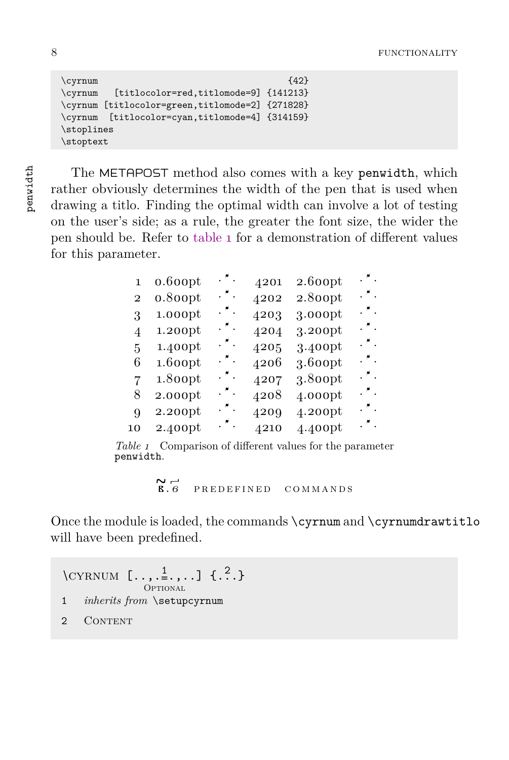```
\cyrnum                                    {42}
\cyrnum   [titlocolor=red,titlomode=9] {141213}
\cyrnum [titlocolor=green,titlomode=2] {271828}
\cyrnum  [titlocolor=cyan,titlomode=4] {314159}
\stoplines
\stoptext
```

penwidth

The METAPOST method also comes with a key `penwidth`, which rather obviously determines the width of the pen that is used when drawing a titlo. Finding the optimal width can involve a lot of testing on the user's side; as a rule, the greater the font size, the wider the pen should be. Refer to table 1 for a demonstration of different values for this parameter.

| | | | | | |
|---|---|---|---|---|---|
| 1 | 0.600pt | ·҃· | 4201 | 2.600pt | ·҃· |
| 2 | 0.800pt | ·҃· | 4202 | 2.800pt | ·҃· |
| 3 | 1.000pt | ·҃· | 4203 | 3.000pt | ·҃· |
| 4 | 1.200pt | ·҃· | 4204 | 3.200pt | ·҃· |
| 5 | 1.400pt | ·҃· | 4205 | 3.400pt | ·҃· |
| 6 | 1.600pt | ·҃· | 4206 | 3.600pt | ·҃· |
| 7 | 1.800pt | ·҃· | 4207 | 3.800pt | ·҃· |
| 8 | 2.000pt | ·҃· | 4208 | 4.000pt | ·҃· |
| 9 | 2.200pt | ·҃· | 4209 | 4.200pt | ·҃· |
| 10 | 2.400pt | ·҃· | 4210 | 4.400pt | ·҃· |

*Table 1* Comparison of different values for the parameter `penwidth`.

## В҃.6 PREDEFINED COMMANDS

Once the module is loaded, the commands `\cyrnum` and `\cyrnumdrawtitlo` will have been predefined.

```
\CYRNUM [..,..=..,..] {...}
              1          2
          OPTIONAL
1   inherits from \setupcyrnum
2   CONTENT
```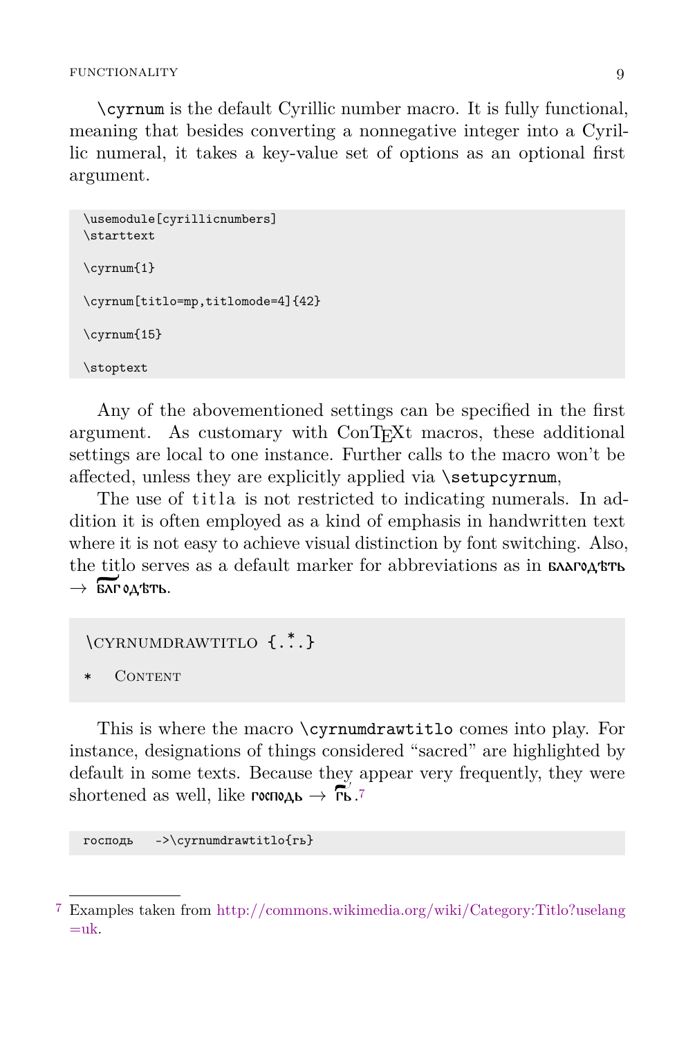\cyrnum is the default Cyrillic number macro. It is fully functional, meaning that besides converting a nonnegative integer into a Cyrillic numeral, it takes a key-value set of options as an optional first argument.

```
\usemodule[cyrillicnumbers]
\starttext

\cyrnum{1}

\cyrnum[titlo=mp,titlomode=4]{42}

\cyrnum{15}

\stoptext
```

Any of the abovementioned settings can be specified in the first argument. As customary with ConTEXt macros, these additional settings are local to one instance. Further calls to the macro won't be affected, unless they are explicitly applied via \setupcyrnum,

The use of titla is not restricted to indicating numerals. In addition it is often employed as a kind of emphasis in handwritten text where it is not easy to achieve visual distinction by font switching. Also, the titlo serves as a default marker for abbreviations as in благодѣть → блгодѣть.

```
\CYRNUMDRAWTITLO {...}
*    CONTENT
```

This is where the macro \cyrnumdrawtitlo comes into play. For instance, designations of things considered "sacred" are highlighted by default in some texts. Because they appear very frequently, they were shortened as well, like господь → гь.[7]

```
господь   ->\cyrnumdrawtitlo{гь}
```

---

[7] Examples taken from http://commons.wikimedia.org/wiki/Category:Titlo?uselang=uk.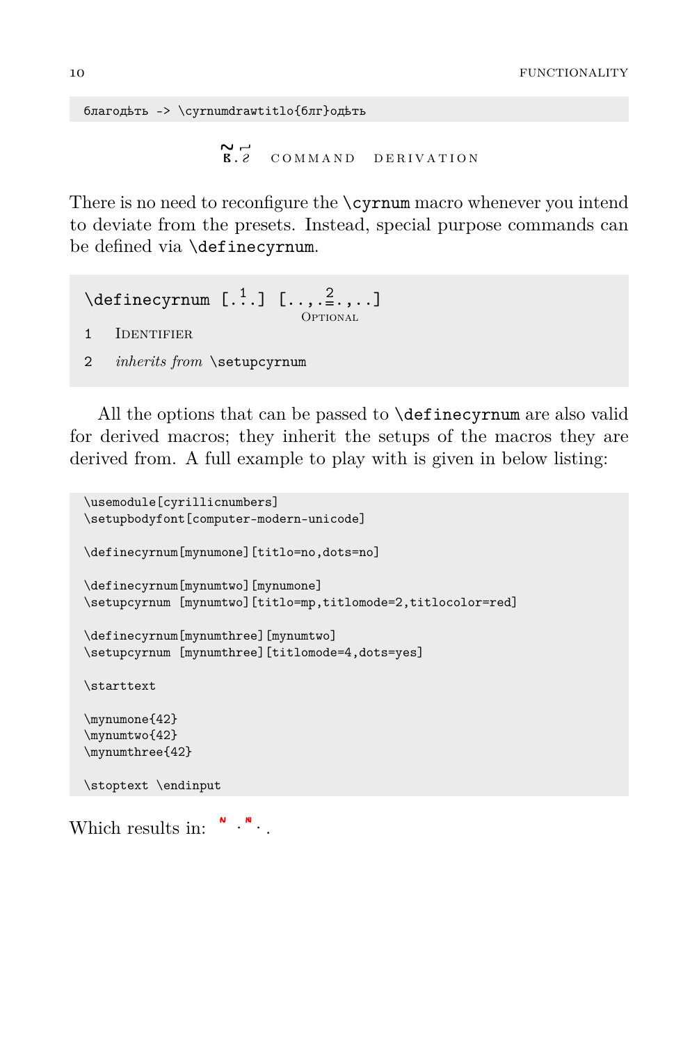```
благодѣть -> \cyrnumdrawtitlo{блг}одѣть
```

## в҃.г҃ Command derivation

There is no need to reconfigure the `\cyrnum` macro whenever you intend to deviate from the presets. Instead, special purpose commands can be defined via `\definecyrnum`.

```
\definecyrnum [.1.] [..,.=2.,..]
                        OPTIONAL
```

1 IDENTIFIER

2 *inherits from* `\setupcyrnum`

All the options that can be passed to `\definecyrnum` are also valid for derived macros; they inherit the setups of the macros they are derived from. A full example to play with is given in below listing:

```
\usemodule[cyrillicnumbers]
\setupbodyfont[computer-modern-unicode]

\definecyrnum[mynumone][titlo=no,dots=no]

\definecyrnum[mynumtwo][mynumone]
\setupcyrnum  [mynumtwo][titlo=mp,titlomode=2,titlocolor=red]

\definecyrnum[mynumthree][mynumtwo]
\setupcyrnum  [mynumthree][titlomode=4,dots=yes]

\starttext

\mynumone{42}
\mynumtwo{42}
\mynumthree{42}

\stoptext \endinput
```

Which results in: ·  ·.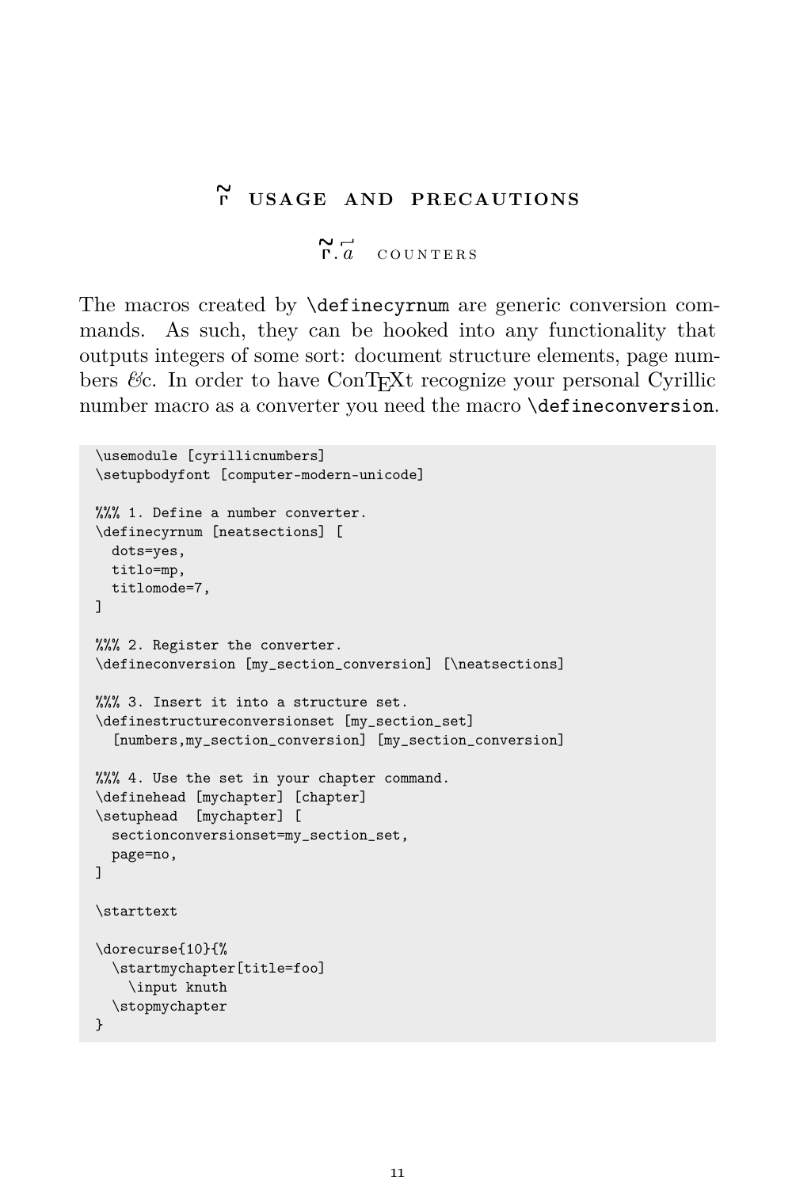# г҃ USAGE AND PRECAUTIONS

## г҃.а COUNTERS

The macros created by `\definecyrnum` are generic conversion commands. As such, they can be hooked into any functionality that outputs integers of some sort: document structure elements, page numbers &c. In order to have ConTEXt recognize your personal Cyrillic number macro as a converter you need the macro `\defineconversion`.

```
\usemodule [cyrillicnumbers]
\setupbodyfont [computer-modern-unicode]

%%% 1. Define a number converter.
\definecyrnum [neatsections] [
  dots=yes,
  titlo=mp,
  titlomode=7,
]

%%% 2. Register the converter.
\defineconversion [my_section_conversion] [\neatsections]

%%% 3. Insert it into a structure set.
\definestructureconversionset [my_section_set]
  [numbers,my_section_conversion] [my_section_conversion]

%%% 4. Use the set in your chapter command.
\definehead [mychapter] [chapter]
\setuphead  [mychapter] [
  sectionconversionset=my_section_set,
  page=no,
]

\starttext

\dorecurse{10}{%
  \startmychapter[title=foo]
    \input knuth
  \stopmychapter
}
```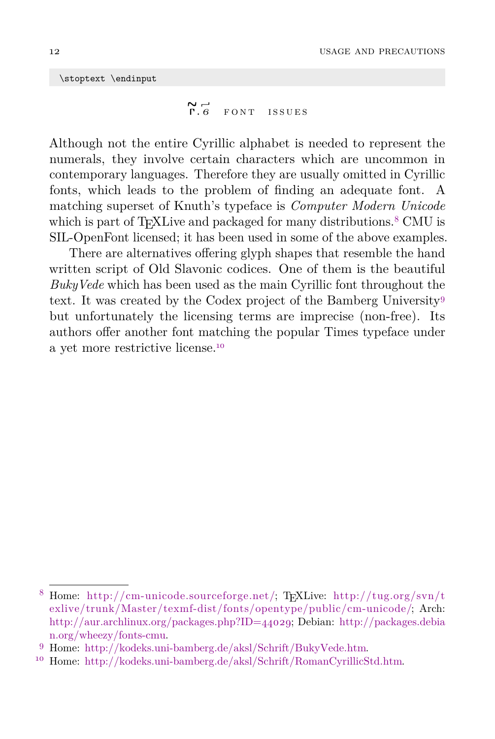```
\stoptext \endinput
```

## г҃.в҃ Font issues

Although not the entire Cyrillic alphabet is needed to represent the numerals, they involve certain characters which are uncommon in contemporary languages. Therefore they are usually omitted in Cyrillic fonts, which leads to the problem of finding an adequate font. A matching superset of Knuth's typeface is *Computer Modern Unicode* which is part of TEXLive and packaged for many distributions.[8] CMU is SIL-OpenFont licensed; it has been used in some of the above examples.

There are alternatives offering glyph shapes that resemble the hand written script of Old Slavonic codices. One of them is the beautiful *BukyVede* which has been used as the main Cyrillic font throughout the text. It was created by the Codex project of the Bamberg University[9] but unfortunately the licensing terms are imprecise (non-free). Its authors offer another font matching the popular Times typeface under a yet more restrictive license.[10]

---

[8] Home: http://cm-unicode.sourceforge.net/; TEXLive: http://tug.org/svn/texlive/trunk/Master/texmf-dist/fonts/opentype/public/cm-unicode/; Arch: http://aur.archlinux.org/packages.php?ID=44029; Debian: http://packages.debian.org/wheezy/fonts-cmu.

[9] Home: http://kodeks.uni-bamberg.de/aksl/Schrift/BukyVede.htm.

[10] Home: http://kodeks.uni-bamberg.de/aksl/Schrift/RomanCyrillicStd.htm.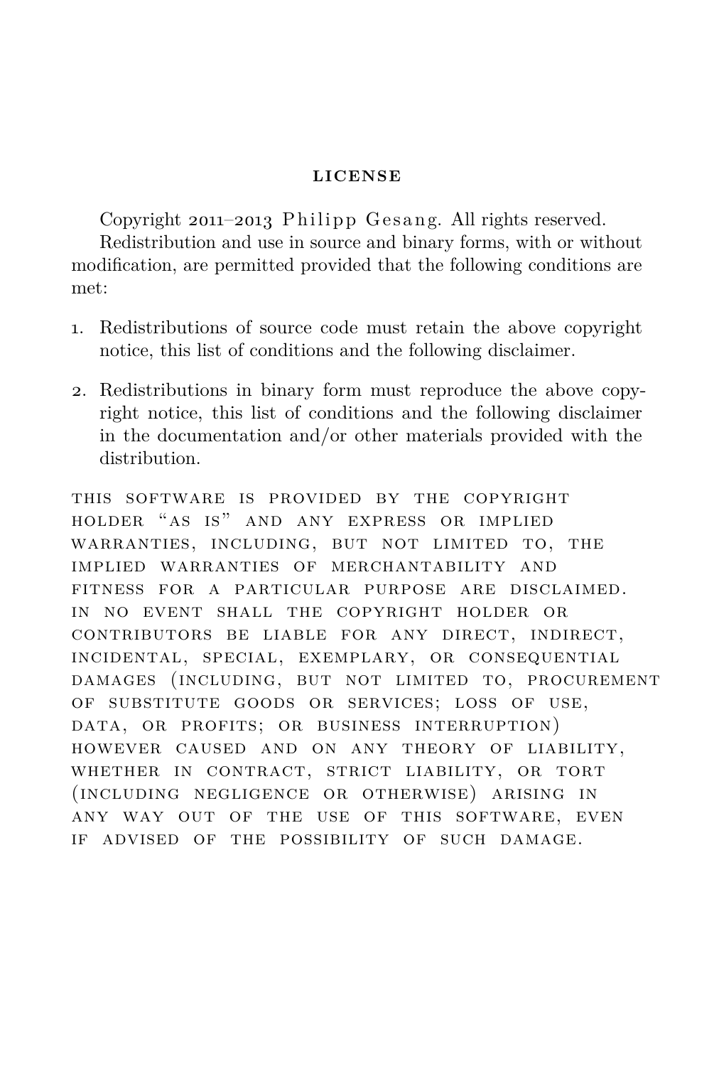## LICENSE

Copyright 2011–2013 Philipp Gesang. All rights reserved.

Redistribution and use in source and binary forms, with or without modification, are permitted provided that the following conditions are met:

1. Redistributions of source code must retain the above copyright notice, this list of conditions and the following disclaimer.

2. Redistributions in binary form must reproduce the above copyright notice, this list of conditions and the following disclaimer in the documentation and/or other materials provided with the distribution.

THIS SOFTWARE IS PROVIDED BY THE COPYRIGHT HOLDER "AS IS" AND ANY EXPRESS OR IMPLIED WARRANTIES, INCLUDING, BUT NOT LIMITED TO, THE IMPLIED WARRANTIES OF MERCHANTABILITY AND FITNESS FOR A PARTICULAR PURPOSE ARE DISCLAIMED. IN NO EVENT SHALL THE COPYRIGHT HOLDER OR CONTRIBUTORS BE LIABLE FOR ANY DIRECT, INDIRECT, INCIDENTAL, SPECIAL, EXEMPLARY, OR CONSEQUENTIAL DAMAGES (INCLUDING, BUT NOT LIMITED TO, PROCUREMENT OF SUBSTITUTE GOODS OR SERVICES; LOSS OF USE, DATA, OR PROFITS; OR BUSINESS INTERRUPTION) HOWEVER CAUSED AND ON ANY THEORY OF LIABILITY, WHETHER IN CONTRACT, STRICT LIABILITY, OR TORT (INCLUDING NEGLIGENCE OR OTHERWISE) ARISING IN ANY WAY OUT OF THE USE OF THIS SOFTWARE, EVEN IF ADVISED OF THE POSSIBILITY OF SUCH DAMAGE.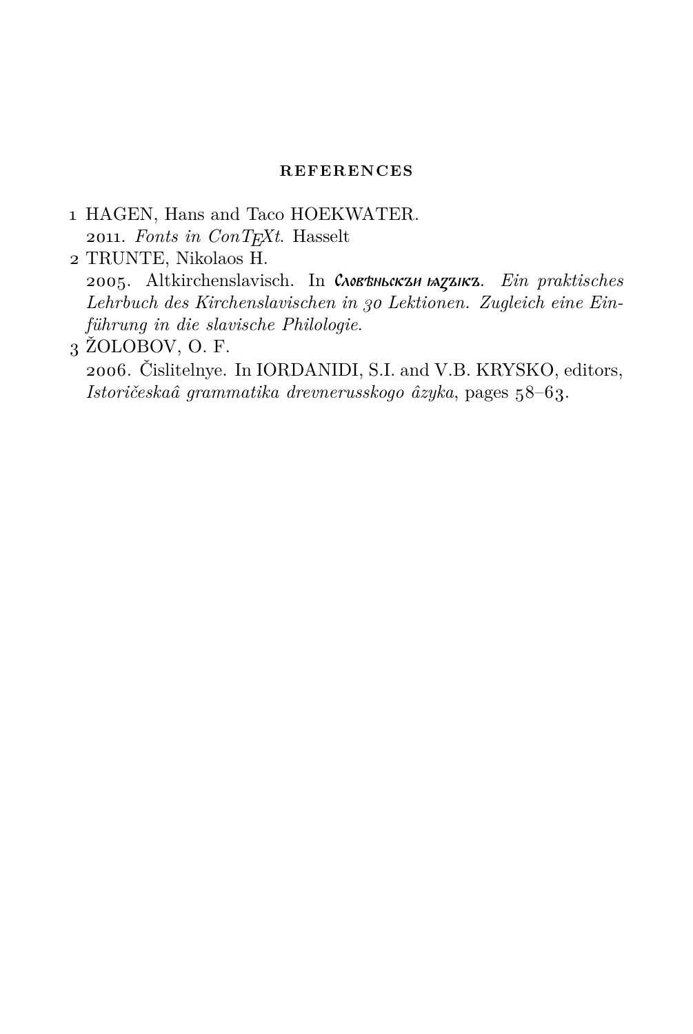## REFERENCES

1 HAGEN, Hans and Taco HOEKWATER.
2011. *Fonts in ConTEXt*. Hasselt

2 TRUNTE, Nikolaos H.
2005. Altkirchenslavisch. In *Словѣньскъи ıаꙃꙑкъ*. *Ein praktisches Lehrbuch des Kirchenslavischen in 30 Lektionen. Zugleich eine Einführung in die slavische Philologie.*

3 ŽOLOBOV, O. F.
2006. Čislitelnye. In IORDANIDI, S.I. and V.B. KRYSKO, editors, *Istoričeskaâ grammatika drevnerusskogo âzyka*, pages 58–63.